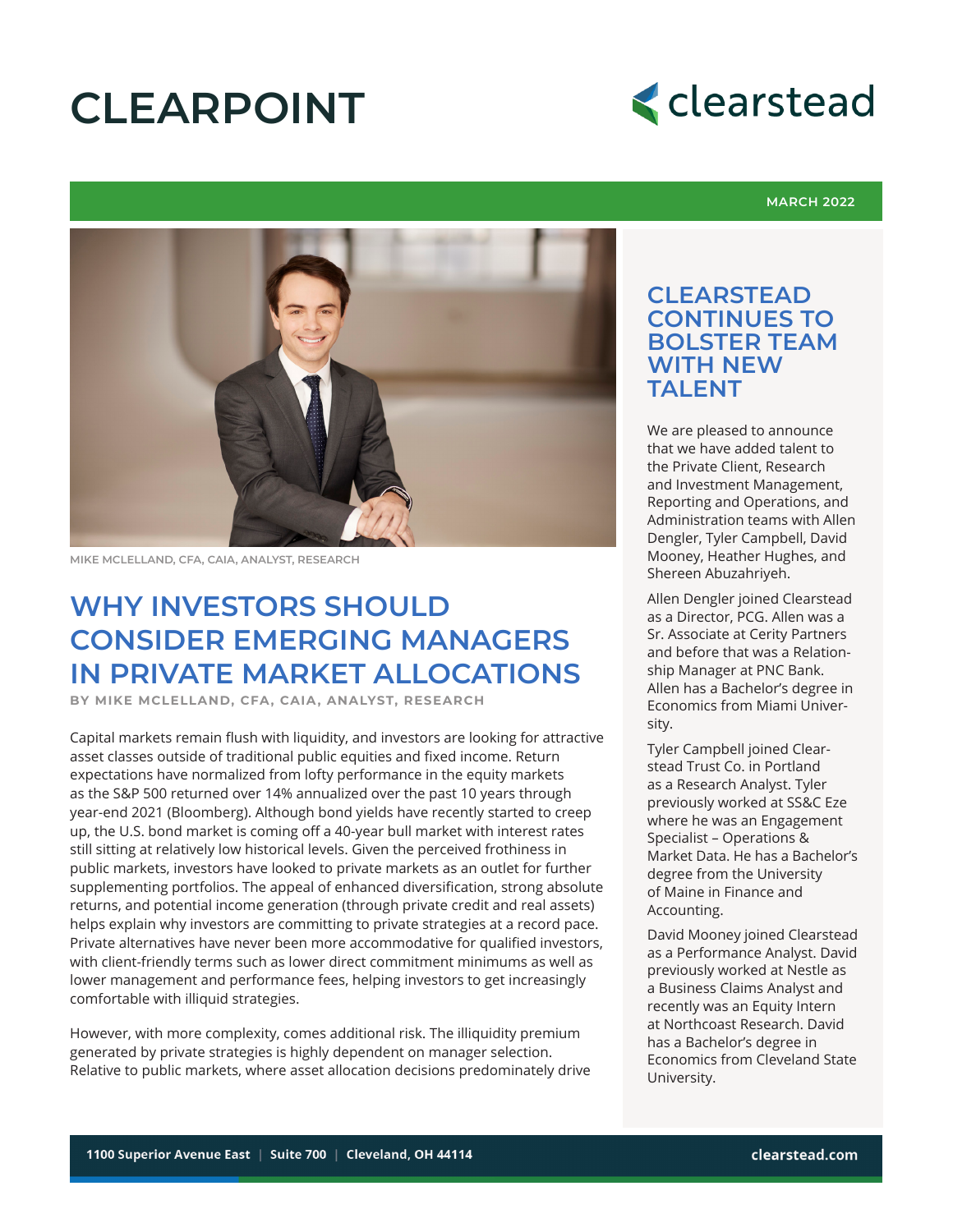# CLEARPOINT

MARCH 2022

MIKE MCLELLAND, CFA, CAIA, ANALYST, RESEARCH

## WHY INVESTORS SHOULD CONSIDER EMERGING MANAGERS IN PRIVATE MARKET ALLOCATIONS

**BY MIKE MCLELLAND, CFA, CAIA, ANALYST, RESEARCH**

Capital markets remain flush with liquidity, and investors are looking for attractive asset classes outside of traditional public equities and fixed income. Return expectations have normalized from lofty performance in the equity markets as the S&P 500 returned over 14% annualized over the past 10 years through year-end 2021 (Bloomberg). Although bond yields have recently started to creep up, the U.S. bond market is coming off a 40-year bull market with interest rates still sitting at relatively low historical levels. Given the perceived frothiness in public markets, investors have looked to private markets as an outlet for further supplementing portfolios. The appeal of enhanced diversification, strong absolute returns, and potential income generation (through private credit and real assets) helps explain why investors are committing to private strategies at a record pace. Private alternatives have never been more accommodative for qualified investors, with client-friendly terms such as lower direct commitment minimums as well as lower management and performance fees, helping investors to get increasingly comfortable with illiquid strategies.

However, with more complexity, comes additional risk. The illiquidity premium generated by private strategies is highly dependent on manager selection. Relative to public markets, where asset allocation decisions predominately drive

## CLEARSTEAD CONTINUES TO BOLSTER TEAM WITH NEW TALENT

We are pleased to announce that we have added talent to the Private Client, Research and Investment Management, Reporting and Operations, and Administration teams with Allen Dengler, Tyler Campbell, David Mooney, Heather Hughes, and Shereen Abuzahriyeh.

Allen Dengler joined Clearstead as a Director, PCG. Allen was a Sr. Associate at Cerity Partners and before that was a Relationship Manager at PNC Bank. Allen has a Bachelor's degree in Economics from Miami University.

Tyler Campbell joined Clearstead Trust Co. in Portland as a Research Analyst. Tyler previously worked at SS&C Eze where he was an Engagement Specialist – Operations & Market Data. He has a Bachelor's degree from the University of Maine in Finance and Accounting.

David Mooney joined Clearstead as a Performance Analyst. David previously worked at Nestle as a Business Claims Analyst and recently was an Equity Intern at Northcoast Research. David has a Bachelor's degree in Economics from Cleveland State University.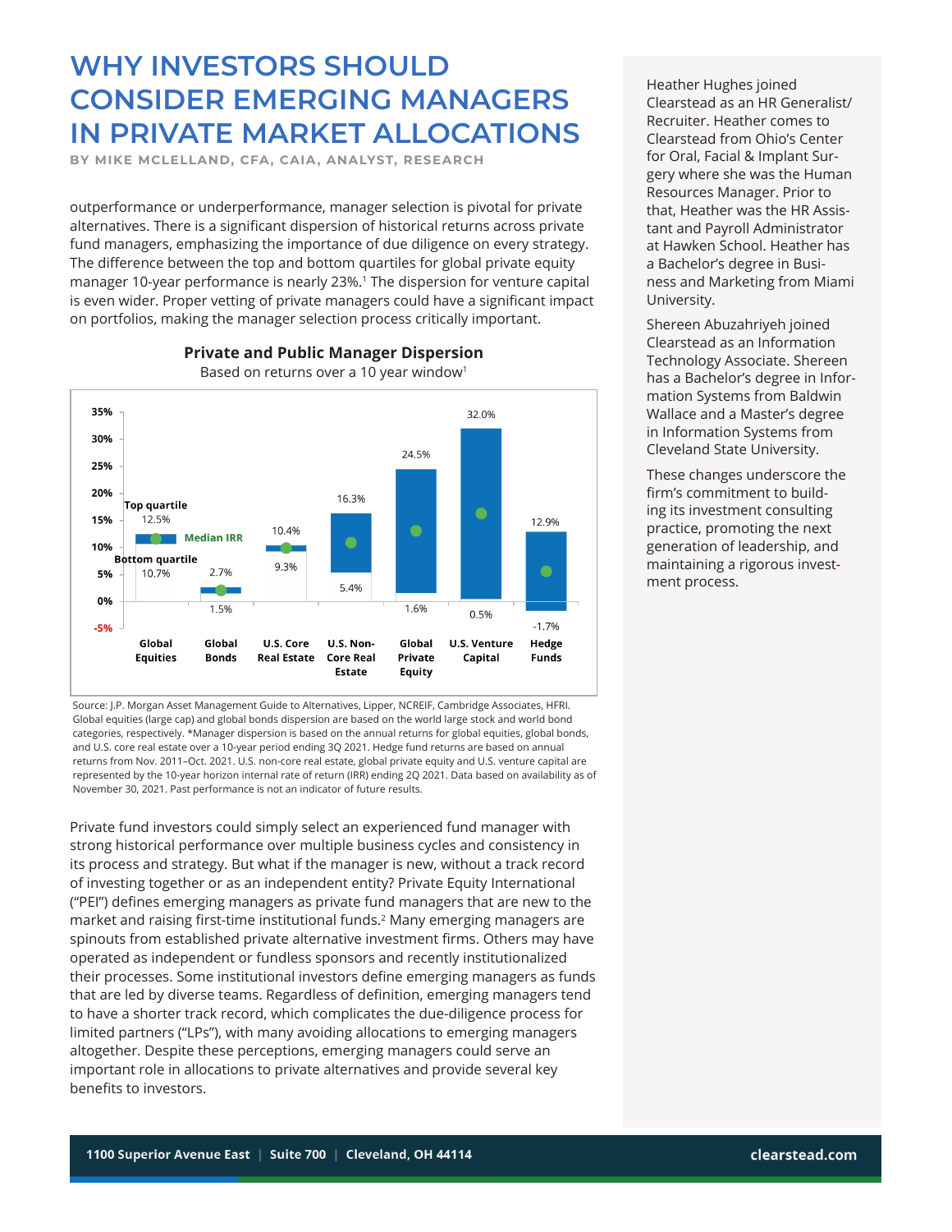# WHY INVESTORS SHOULD CONSIDER EMERGING MANAGERS IN PRIVATE MARKET ALLOCATIONS

**BY MIKE MCLELLAND, CFA, CAIA, ANALYST, RESEARCH**

outperformance or underperformance, manager selection is pivotal for private alternatives. There is a significant dispersion of historical returns across private fund managers, emphasizing the importance of due diligence on every strategy. The difference between the top and bottom quartiles for global private equity manager 10-year performance is nearly 23%.[1] The dispersion for venture capital is even wider. Proper vetting of private managers could have a significant impact on portfolios, making the manager selection process critically important.

**Private and Public Manager Dispersion**

Based on returns over a 10 year window[1]

| | Top quartile | Bottom quartile |
|---|---|---|
| Global Equities | 12.5% | 10.7% |
| Global Bonds | 2.7% | 1.5% |
| U.S. Core Real Estate | 10.4% | 9.3% |
| U.S. Non-Core Real Estate | 16.3% | 5.4% |
| Global Private Equity | 24.5% | 1.6% |
| U.S. Venture Capital | 32.0% | 0.5% |
| Hedge Funds | 12.9% | -1.7% |

Source: J.P. Morgan Asset Management Guide to Alternatives, Lipper, NCREIF, Cambridge Associates, HFRI. Global equities (large cap) and global bonds dispersion are based on the world large stock and world bond categories, respectively. *Manager dispersion is based on the annual returns for global equities, global bonds, and U.S. core real estate over a 10-year period ending 3Q 2021. Hedge fund returns are based on annual returns from Nov. 2011–Oct. 2021. U.S. non-core real estate, global private equity and U.S. venture capital are represented by the 10-year horizon internal rate of return (IRR) ending 2Q 2021. Data based on availability as of November 30, 2021. Past performance is not an indicator of future results.

Private fund investors could simply select an experienced fund manager with strong historical performance over multiple business cycles and consistency in its process and strategy. But what if the manager is new, without a track record of investing together or as an independent entity? Private Equity International ("PEI") defines emerging managers as private fund managers that are new to the market and raising first-time institutional funds.[2] Many emerging managers are spinouts from established private alternative investment firms. Others may have operated as independent or fundless sponsors and recently institutionalized their processes. Some institutional investors define emerging managers as funds that are led by diverse teams. Regardless of definition, emerging managers tend to have a shorter track record, which complicates the due-diligence process for limited partners ("LPs"), with many avoiding allocations to emerging managers altogether. Despite these perceptions, emerging managers could serve an important role in allocations to private alternatives and provide several key benefits to investors.

Heather Hughes joined Clearstead as an HR Generalist/ Recruiter. Heather comes to Clearstead from Ohio's Center for Oral, Facial & Implant Surgery where she was the Human Resources Manager. Prior to that, Heather was the HR Assistant and Payroll Administrator at Hawken School. Heather has a Bachelor's degree in Business and Marketing from Miami University.

Shereen Abuzahriyeh joined Clearstead as an Information Technology Associate. Shereen has a Bachelor's degree in Information Systems from Baldwin Wallace and a Master's degree in Information Systems from Cleveland State University.

These changes underscore the firm's commitment to building its investment consulting practice, promoting the next generation of leadership, and maintaining a rigorous investment process.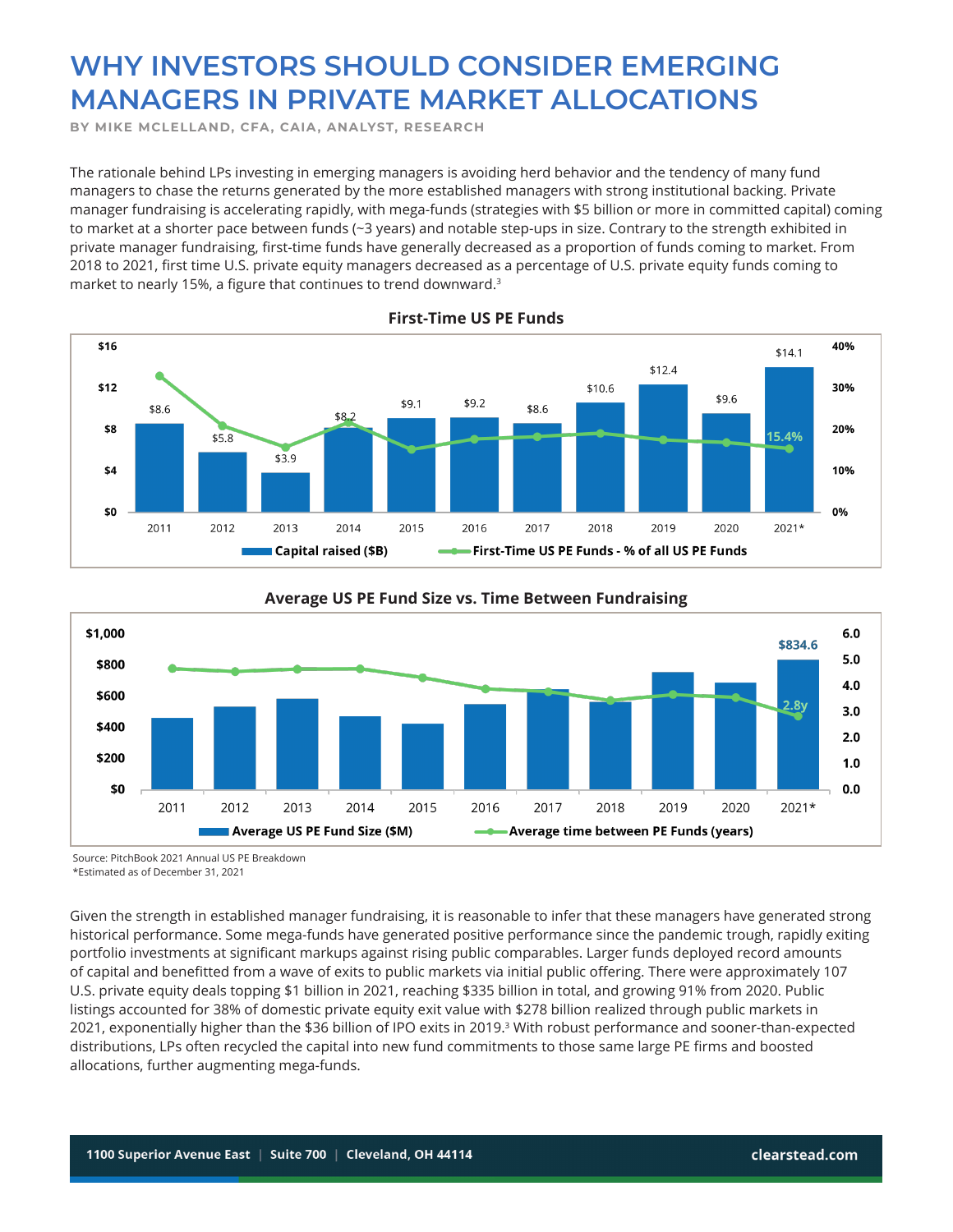# WHY INVESTORS SHOULD CONSIDER EMERGING MANAGERS IN PRIVATE MARKET ALLOCATIONS

**BY MIKE MCLELLAND, CFA, CAIA, ANALYST, RESEARCH**

The rationale behind LPs investing in emerging managers is avoiding herd behavior and the tendency of many fund managers to chase the returns generated by the more established managers with strong institutional backing. Private manager fundraising is accelerating rapidly, with mega-funds (strategies with $5 billion or more in committed capital) coming to market at a shorter pace between funds (~3 years) and notable step-ups in size. Contrary to the strength exhibited in private manager fundraising, first-time funds have generally decreased as a proportion of funds coming to market. From 2018 to 2021, first time U.S. private equity managers decreased as a percentage of U.S. private equity funds coming to market to nearly 15%, a figure that continues to trend downward.[3]

**First-Time US PE Funds**

| Year | Capital raised ($B) |
|---|---|
| 2011 | $8.6 |
| 2012 | $5.8 |
| 2013 | $3.9 |
| 2014 | $8.2 |
| 2015 | $9.1 |
| 2016 | $9.2 |
| 2017 | $8.6 |
| 2018 | $10.6 |
| 2019 | $12.4 |
| 2020 | $9.6 |
| 2021* | $14.1 |

First-Time US PE Funds - % of all US PE Funds: 15.4% (2021*)

**Average US PE Fund Size vs. Time Between Fundraising**

Average US PE Fund Size ($M): $834.6 (2021*)

Average time between PE Funds (years): 2.8y (2021*)

Source: PitchBook 2021 Annual US PE Breakdown
*Estimated as of December 31, 2021

Given the strength in established manager fundraising, it is reasonable to infer that these managers have generated strong historical performance. Some mega-funds have generated positive performance since the pandemic trough, rapidly exiting portfolio investments at significant markups against rising public comparables. Larger funds deployed record amounts of capital and benefitted from a wave of exits to public markets via initial public offering. There were approximately 107 U.S. private equity deals topping $1 billion in 2021, reaching $335 billion in total, and growing 91% from 2020. Public listings accounted for 38% of domestic private equity exit value with $278 billion realized through public markets in 2021, exponentially higher than the $36 billion of IPO exits in 2019.[3] With robust performance and sooner-than-expected distributions, LPs often recycled the capital into new fund commitments to those same large PE firms and boosted allocations, further augmenting mega-funds.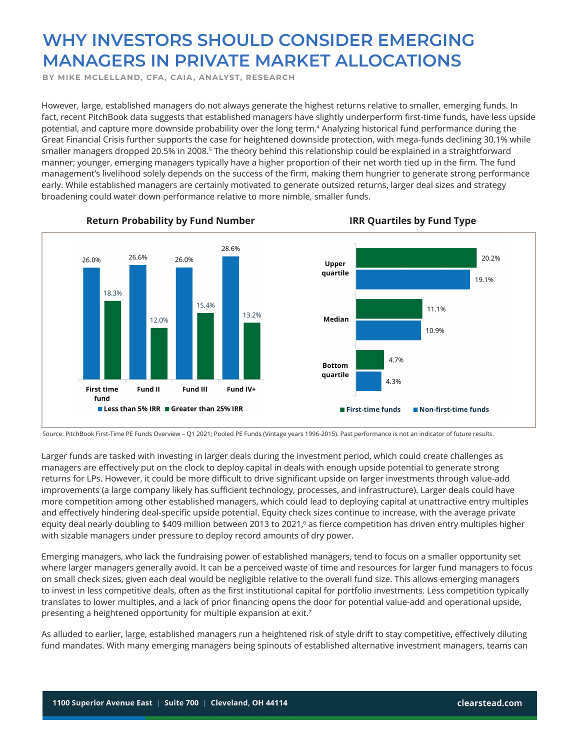# WHY INVESTORS SHOULD CONSIDER EMERGING MANAGERS IN PRIVATE MARKET ALLOCATIONS

**BY MIKE MCLELLAND, CFA, CAIA, ANALYST, RESEARCH**

However, large, established managers do not always generate the highest returns relative to smaller, emerging funds. In fact, recent PitchBook data suggests that established managers have slightly underperform first-time funds, have less upside potential, and capture more downside probability over the long term.[4] Analyzing historical fund performance during the Great Financial Crisis further supports the case for heightened downside protection, with mega-funds declining 30.1% while smaller managers dropped 20.5% in 2008.[5] The theory behind this relationship could be explained in a straightforward manner; younger, emerging managers typically have a higher proportion of their net worth tied up in the firm. The fund management's livelihood solely depends on the success of the firm, making them hungrier to generate strong performance early. While established managers are certainly motivated to generate outsized returns, larger deal sizes and strategy broadening could water down performance relative to more nimble, smaller funds.

**Return Probability by Fund Number**

| | First time fund | Fund II | Fund III | Fund IV+ |
|---|---|---|---|---|
| Less than 5% IRR | 26.0% | 26.6% | 26.0% | 28.6% |
| Greater than 25% IRR | 18.3% | 12.0% | 15.4% | 13.2% |

**IRR Quartiles by Fund Type**

| | First-time funds | Non-first-time funds |
|---|---|---|
| Upper quartile | 20.2% | 19.1% |
| Median | 11.1% | 10.9% |
| Bottom quartile | 4.7% | 4.3% |

Source: PitchBook First-Time PE Funds Overview – Q1 2021; Pooled PE Funds (Vintage years 1996-2015). Past performance is not an indicator of future results.

Larger funds are tasked with investing in larger deals during the investment period, which could create challenges as managers are effectively put on the clock to deploy capital in deals with enough upside potential to generate strong returns for LPs. However, it could be more difficult to drive significant upside on larger investments through value-add improvements (a large company likely has sufficient technology, processes, and infrastructure). Larger deals could have more competition among other established managers, which could lead to deploying capital at unattractive entry multiples and effectively hindering deal-specific upside potential. Equity check sizes continue to increase, with the average private equity deal nearly doubling to $409 million between 2013 to 2021,[6] as fierce competition has driven entry multiples higher with sizable managers under pressure to deploy record amounts of dry power.

Emerging managers, who lack the fundraising power of established managers, tend to focus on a smaller opportunity set where larger managers generally avoid. It can be a perceived waste of time and resources for larger fund managers to focus on small check sizes, given each deal would be negligible relative to the overall fund size. This allows emerging managers to invest in less competitive deals, often as the first institutional capital for portfolio investments. Less competition typically translates to lower multiples, and a lack of prior financing opens the door for potential value-add and operational upside, presenting a heightened opportunity for multiple expansion at exit.[7]

As alluded to earlier, large, established managers run a heightened risk of style drift to stay competitive, effectively diluting fund mandates. With many emerging managers being spinouts of established alternative investment managers, teams can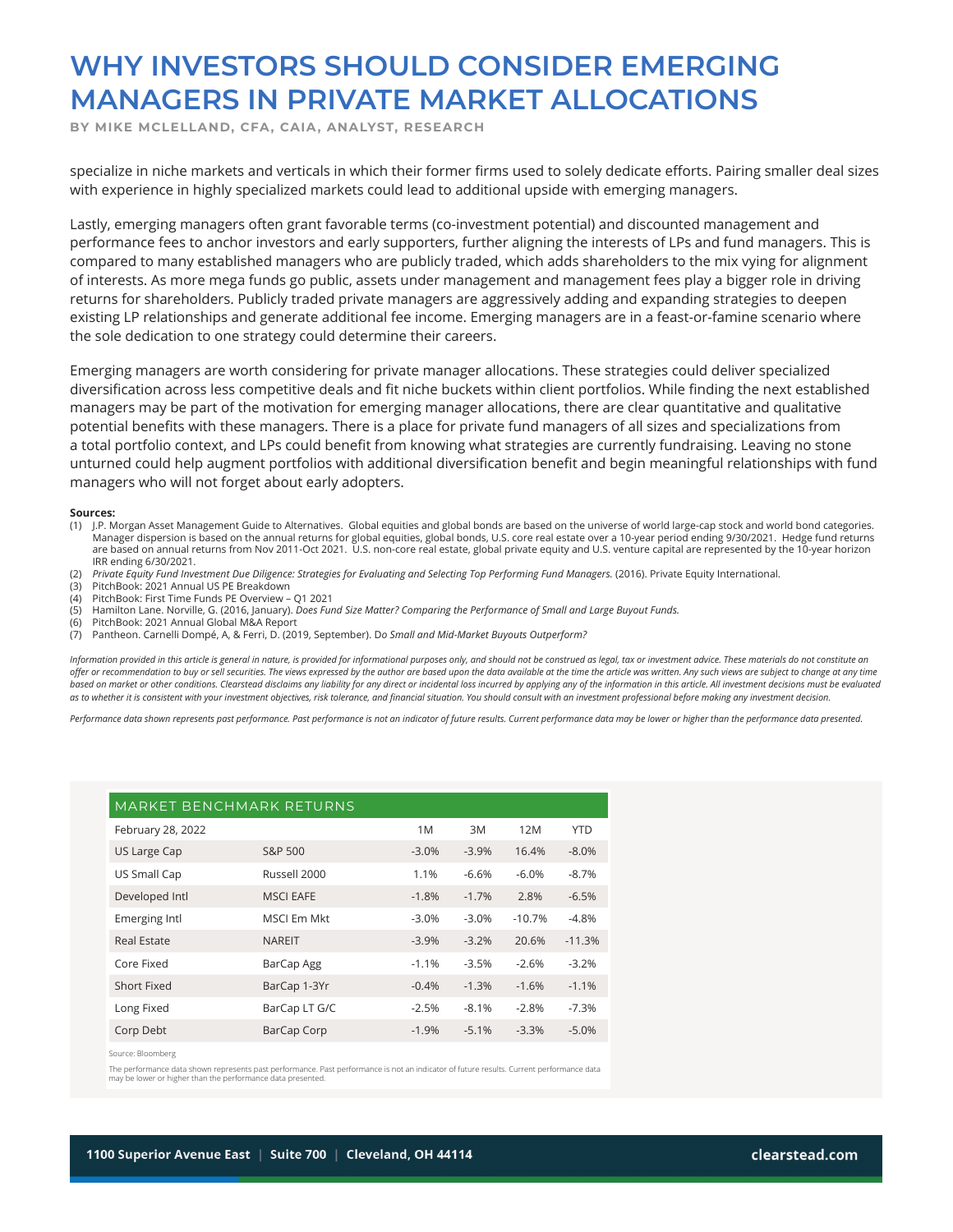specialize in niche markets and verticals in which their former firms used to solely dedicate efforts. Pairing smaller deal sizes with experience in highly specialized markets could lead to additional upside with emerging managers.

Lastly, emerging managers often grant favorable terms (co-investment potential) and discounted management and performance fees to anchor investors and early supporters, further aligning the interests of LPs and fund managers. This is compared to many established managers who are publicly traded, which adds shareholders to the mix vying for alignment of interests. As more mega funds go public, assets under management and management fees play a bigger role in driving returns for shareholders. Publicly traded private managers are aggressively adding and expanding strategies to deepen existing LP relationships and generate additional fee income. Emerging managers are in a feast-or-famine scenario where the sole dedication to one strategy could determine their careers.

Emerging managers are worth considering for private manager allocations. These strategies could deliver specialized diversification across less competitive deals and fit niche buckets within client portfolios. While finding the next established managers may be part of the motivation for emerging manager allocations, there are clear quantitative and qualitative potential benefits with these managers. There is a place for private fund managers of all sizes and specializations from a total portfolio context, and LPs could benefit from knowing what strategies are currently fundraising. Leaving no stone unturned could help augment portfolios with additional diversification benefit and begin meaningful relationships with fund managers who will not forget about early adopters.

**Sources:**

(1) J.P. Morgan Asset Management Guide to Alternatives. Global equities and global bonds are based on the universe of world large-cap stock and world bond categories. Manager dispersion is based on the annual returns for global equities, global bonds, U.S. core real estate over a 10-year period ending 9/30/2021. Hedge fund returns are based on annual returns from Nov 2011-Oct 2021. U.S. non-core real estate, global private equity and U.S. venture capital are represented by the 10-year horizon IRR ending 6/30/2021.

(2) *Private Equity Fund Investment Due Diligence: Strategies for Evaluating and Selecting Top Performing Fund Managers.* (2016). Private Equity International.

(3) PitchBook: 2021 Annual US PE Breakdown

(4) PitchBook: First Time Funds PE Overview – Q1 2021

(5) Hamilton Lane. Norville, G. (2016, January). *Does Fund Size Matter? Comparing the Performance of Small and Large Buyout Funds.*

(6) PitchBook: 2021 Annual Global M&A Report

(7) Pantheon. Carnelli Dompé, A, & Ferri, D. (2019, September). D*o Small and Mid-Market Buyouts Outperform?*

*Information provided in this article is general in nature, is provided for informational purposes only, and should not be construed as legal, tax or investment advice. These materials do not constitute an offer or recommendation to buy or sell securities. The views expressed by the author are based upon the data available at the time the article was written. Any such views are subject to change at any time based on market or other conditions. Clearstead disclaims any liability for any direct or incidental loss incurred by applying any of the information in this article. All investment decisions must be evaluated as to whether it is consistent with your investment objectives, risk tolerance, and financial situation. You should consult with an investment professional before making any investment decision.*

*Performance data shown represents past performance. Past performance is not an indicator of future results. Current performance data may be lower or higher than the performance data presented.*

**MARKET BENCHMARK RETURNS**

| February 28, 2022 | | 1M | 3M | 12M | YTD |
|---|---|---|---|---|---|
| US Large Cap | S&P 500 | -3.0% | -3.9% | 16.4% | -8.0% |
| US Small Cap | Russell 2000 | 1.1% | -6.6% | -6.0% | -8.7% |
| Developed Intl | MSCI EAFE | -1.8% | -1.7% | 2.8% | -6.5% |
| Emerging Intl | MSCI Em Mkt | -3.0% | -3.0% | -10.7% | -4.8% |
| Real Estate | NAREIT | -3.9% | -3.2% | 20.6% | -11.3% |
| Core Fixed | BarCap Agg | -1.1% | -3.5% | -2.6% | -3.2% |
| Short Fixed | BarCap 1-3Yr | -0.4% | -1.3% | -1.6% | -1.1% |
| Long Fixed | BarCap LT G/C | -2.5% | -8.1% | -2.8% | -7.3% |
| Corp Debt | BarCap Corp | -1.9% | -5.1% | -3.3% | -5.0% |

Source: Bloomberg

The performance data shown represents past performance. Past performance is not an indicator of future results. Current performance data may be lower or higher than the performance data presented.

**1100 Superior Avenue East | Suite 700 | Cleveland, OH 44114** **clearstead.com**